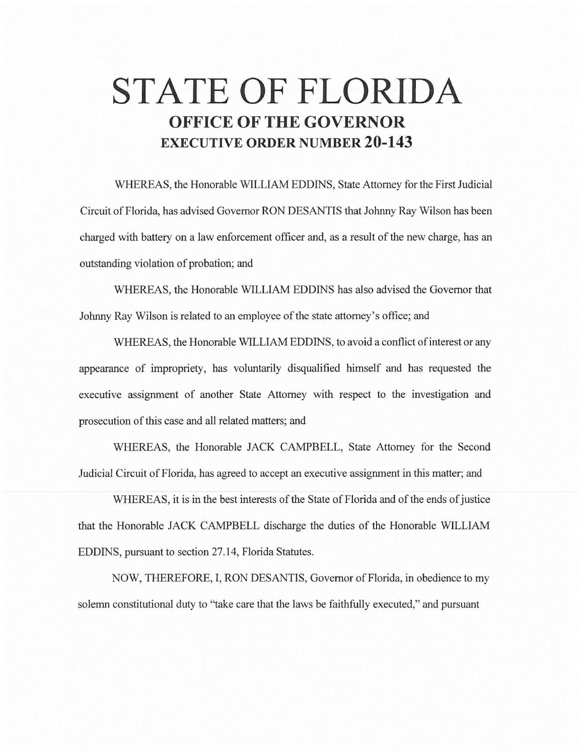# STATE OF FLORIDA

## OFFICE OF THE GOVERNOR

## EXECUTIVE ORDER NUMBER 20-143

WHEREAS, the Honorable WILLIAM EDDINS, State Attorney for the First Judicial Circuit of Florida, has advised Governor RON DESANTIS that Johnny Ray Wilson has been charged with battery on a law enforcement officer and, as a result of the new charge, has an outstanding violation of probation; and

WHEREAS, the Honorable WILLIAM EDDINS has also advised the Governor that Johnny Ray Wilson is related to an employee of the state attorney's office; and

WHEREAS, the Honorable WILLIAM EDDINS, to avoid a conflict of interest or any appearance of impropriety, has voluntarily disqualified himself and has requested the executive assignment of another State Attorney with respect to the investigation and prosecution of this case and all related matters; and

WHEREAS, the Honorable JACK CAMPBELL, State Attorney for the Second Judicial Circuit of Florida, has agreed to accept an executive assignment in this matter; and

WHEREAS, it is in the best interests of the State of Florida and of the ends of justice that the Honorable JACK CAMPBELL discharge the duties of the Honorable WILLIAM EDDINS, pursuant to section 27.14, Florida Statutes.

NOW, THEREFORE, I, RON DESANTIS, Governor of Florida, in obedience to my solemn constitutional duty to "take care that the laws be faithfully executed," and pursuant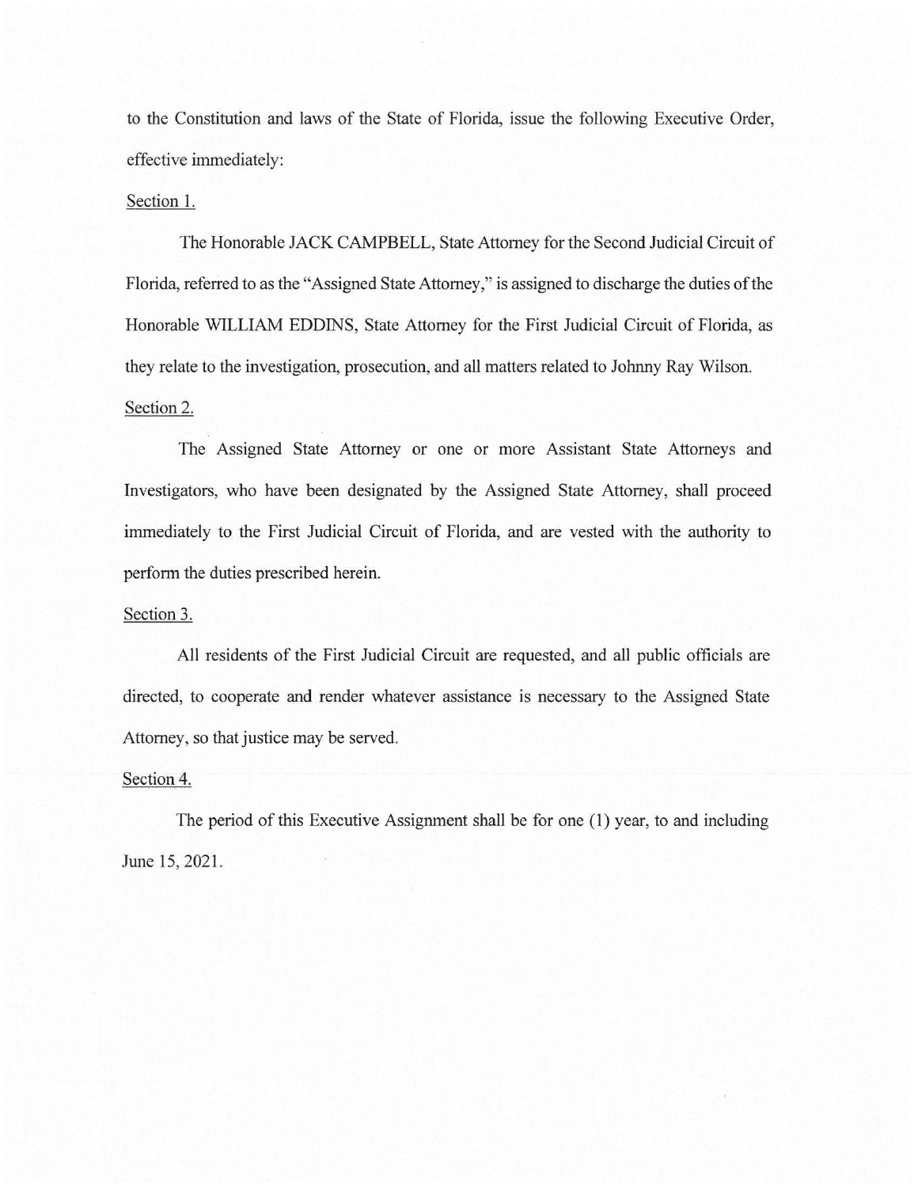to the Constitution and laws of the State of Florida, issue the following Executive Order, effective immediately:

Section 1.

The Honorable JACK CAMPBELL, State Attorney for the Second Judicial Circuit of Florida, referred to as the "Assigned State Attorney," is assigned to discharge the duties of the Honorable WILLIAM EDDINS, State Attorney for the First Judicial Circuit of Florida, as they relate to the investigation, prosecution, and all matters related to Johnny Ray Wilson.

Section 2.

The Assigned State Attorney or one or more Assistant State Attorneys and Investigators, who have been designated by the Assigned State Attorney, shall proceed immediately to the First Judicial Circuit of Florida, and are vested with the authority to perform the duties prescribed herein.

Section 3.

All residents of the First Judicial Circuit are requested, and all public officials are directed, to cooperate and render whatever assistance is necessary to the Assigned State Attorney, so that justice may be served.

Section 4.

The period of this Executive Assignment shall be for one (1) year, to and including June 15, 2021.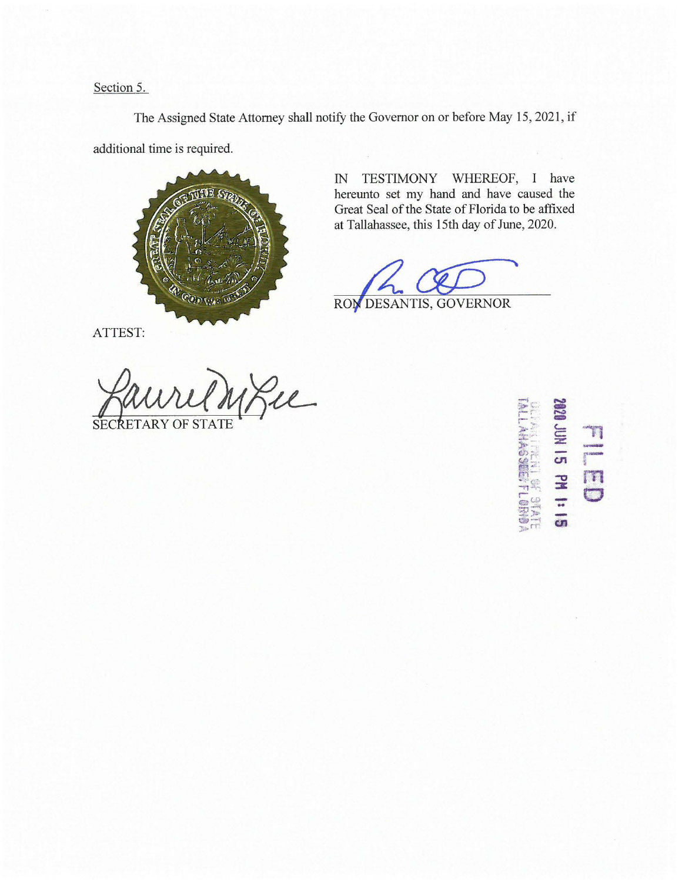Section 5.

The Assigned State Attorney shall notify the Governor on or before May 15, 2021, if additional time is required.

IN TESTIMONY WHEREOF, I have hereunto set my hand and have caused the Great Seal of the State of Florida to be affixed at Tallahassee, this 15th day of June, 2020.

RON DESANTIS, GOVERNOR

ATTEST:

SECRETARY OF STATE

FILED

2020 JUN 15 PM 1:15

DEPARTMENT OF STATE
TALLAHASSEE FLORIDA